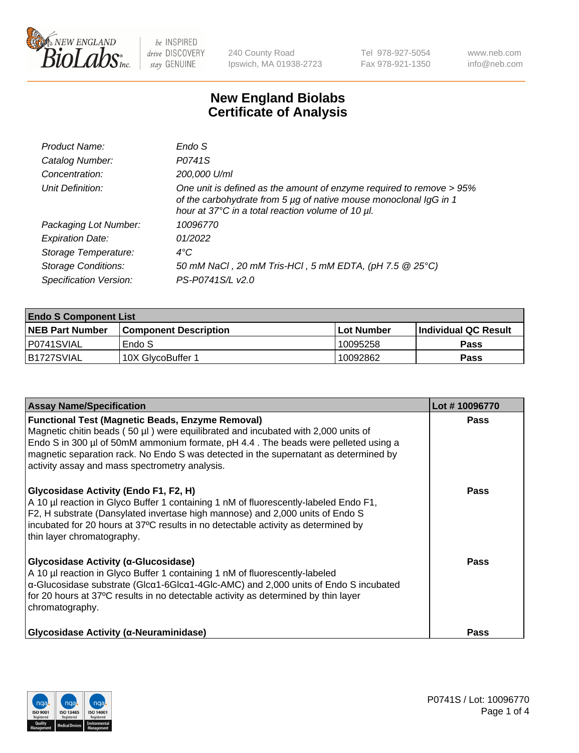NEW ENGLAND BioLabs Inc. — be INSPIRED drive DISCOVERY stay GENUINE

240 County Road
Ipswich, MA 01938-2723

Tel 978-927-5054
Fax 978-921-1350

www.neb.com
info@neb.com

# New England Biolabs
# Certificate of Analysis

| | |
|---|---|
| *Product Name:* | *Endo S* |
| *Catalog Number:* | *P0741S* |
| *Concentration:* | *200,000 U/ml* |
| *Unit Definition:* | *One unit is defined as the amount of enzyme required to remove > 95% of the carbohydrate from 5 µg of native mouse monoclonal IgG in 1 hour at 37°C in a total reaction volume of 10 µl.* |
| *Packaging Lot Number:* | *10096770* |
| *Expiration Date:* | *01/2022* |
| *Storage Temperature:* | *4°C* |
| *Storage Conditions:* | *50 mM NaCl , 20 mM Tris-HCl , 5 mM EDTA, (pH 7.5 @ 25°C)* |
| *Specification Version:* | *PS-P0741S/L v2.0* |

| **Endo S Component List** | | | |
|---|---|---|---|
| **NEB Part Number** | **Component Description** | **Lot Number** | **Individual QC Result** |
| P0741SVIAL | Endo S | 10095258 | **Pass** |
| B1727SVIAL | 10X GlycoBuffer 1 | 10092862 | **Pass** |

| **Assay Name/Specification** | **Lot # 10096770** |
|---|---|
| **Functional Test (Magnetic Beads, Enzyme Removal)** Magnetic chitin beads ( 50 µl ) were equilibrated and incubated with 2,000 units of Endo S in 300 µl of 50mM ammonium formate, pH 4.4 . The beads were pelleted using a magnetic separation rack. No Endo S was detected in the supernatant as determined by activity assay and mass spectrometry analysis. | **Pass** |
| **Glycosidase Activity (Endo F1, F2, H)** A 10 µl reaction in Glyco Buffer 1 containing 1 nM of fluorescently-labeled Endo F1, F2, H substrate (Dansylated invertase high mannose) and 2,000 units of Endo S incubated for 20 hours at 37ºC results in no detectable activity as determined by thin layer chromatography. | **Pass** |
| **Glycosidase Activity (α-Glucosidase)** A 10 µl reaction in Glyco Buffer 1 containing 1 nM of fluorescently-labeled α-Glucosidase substrate (Glcα1-6Glcα1-4Glc-AMC) and 2,000 units of Endo S incubated for 20 hours at 37ºC results in no detectable activity as determined by thin layer chromatography. | **Pass** |
| **Glycosidase Activity (α-Neuraminidase)** | **Pass** |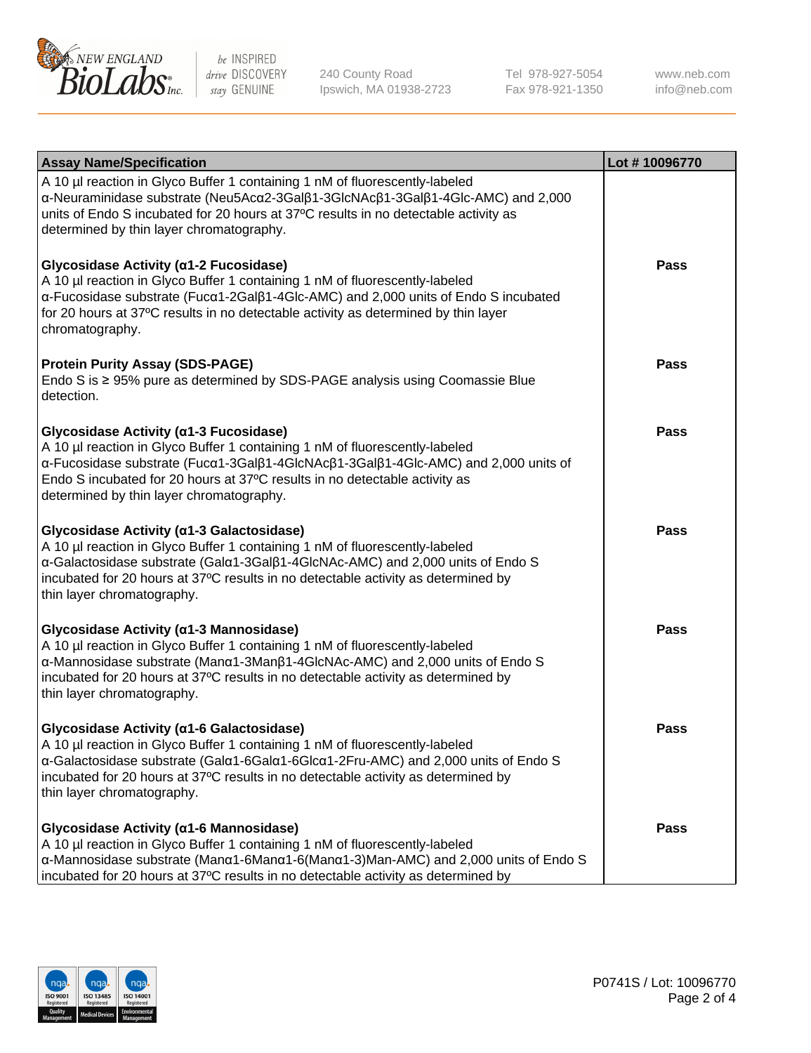| Assay Name/Specification | Lot # 10096770 |
| --- | --- |
| A 10 µl reaction in Glyco Buffer 1 containing 1 nM of fluorescently-labeled α-Neuraminidase substrate (Neu5Acα2-3Galβ1-3GlcNAcβ1-3Galβ1-4Glc-AMC) and 2,000 units of Endo S incubated for 20 hours at 37ºC results in no detectable activity as determined by thin layer chromatography. | |
| **Glycosidase Activity (α1-2 Fucosidase)**<br>A 10 µl reaction in Glyco Buffer 1 containing 1 nM of fluorescently-labeled α-Fucosidase substrate (Fucα1-2Galβ1-4Glc-AMC) and 2,000 units of Endo S incubated for 20 hours at 37ºC results in no detectable activity as determined by thin layer chromatography. | **Pass** |
| **Protein Purity Assay (SDS-PAGE)**<br>Endo S is ≥ 95% pure as determined by SDS-PAGE analysis using Coomassie Blue detection. | **Pass** |
| **Glycosidase Activity (α1-3 Fucosidase)**<br>A 10 µl reaction in Glyco Buffer 1 containing 1 nM of fluorescently-labeled α-Fucosidase substrate (Fucα1-3Galβ1-4GlcNAcβ1-3Galβ1-4Glc-AMC) and 2,000 units of Endo S incubated for 20 hours at 37ºC results in no detectable activity as determined by thin layer chromatography. | **Pass** |
| **Glycosidase Activity (α1-3 Galactosidase)**<br>A 10 µl reaction in Glyco Buffer 1 containing 1 nM of fluorescently-labeled α-Galactosidase substrate (Galα1-3Galβ1-4GlcNAc-AMC) and 2,000 units of Endo S incubated for 20 hours at 37ºC results in no detectable activity as determined by thin layer chromatography. | **Pass** |
| **Glycosidase Activity (α1-3 Mannosidase)**<br>A 10 µl reaction in Glyco Buffer 1 containing 1 nM of fluorescently-labeled α-Mannosidase substrate (Manα1-3Manβ1-4GlcNAc-AMC) and 2,000 units of Endo S incubated for 20 hours at 37ºC results in no detectable activity as determined by thin layer chromatography. | **Pass** |
| **Glycosidase Activity (α1-6 Galactosidase)**<br>A 10 µl reaction in Glyco Buffer 1 containing 1 nM of fluorescently-labeled α-Galactosidase substrate (Galα1-6Galα1-6Glcα1-2Fru-AMC) and 2,000 units of Endo S incubated for 20 hours at 37ºC results in no detectable activity as determined by thin layer chromatography. | **Pass** |
| **Glycosidase Activity (α1-6 Mannosidase)**<br>A 10 µl reaction in Glyco Buffer 1 containing 1 nM of fluorescently-labeled α-Mannosidase substrate (Manα1-6Manα1-6(Manα1-3)Man-AMC) and 2,000 units of Endo S incubated for 20 hours at 37ºC results in no detectable activity as determined by | **Pass** |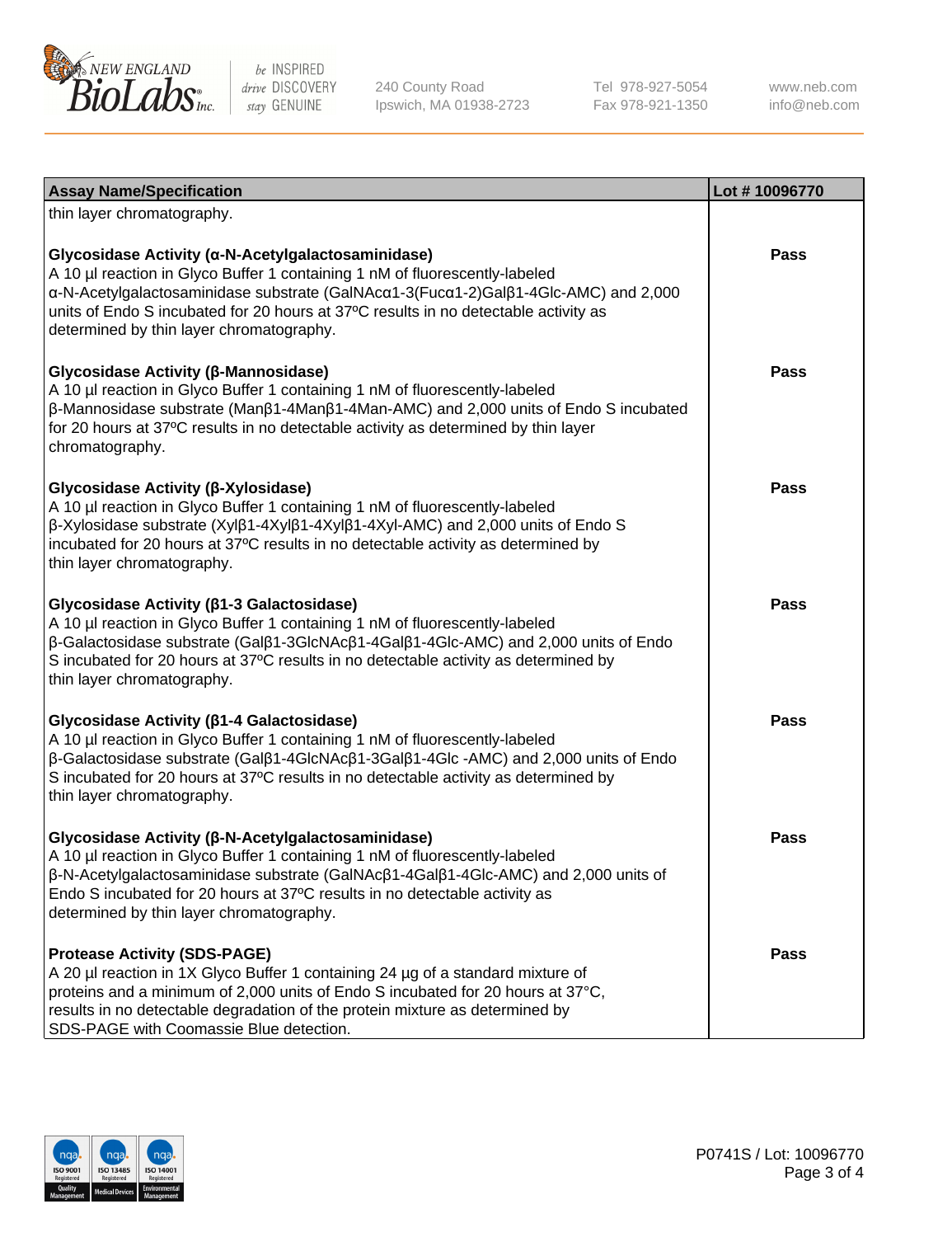| Assay Name/Specification | Lot # 10096770 |
| --- | --- |
| thin layer chromatography. | |
| **Glycosidase Activity (α-N-Acetylgalactosaminidase)**<br>A 10 µl reaction in Glyco Buffer 1 containing 1 nM of fluorescently-labeled α-N-Acetylgalactosaminidase substrate (GalNAcα1-3(Fucα1-2)Galβ1-4Glc-AMC) and 2,000 units of Endo S incubated for 20 hours at 37ºC results in no detectable activity as determined by thin layer chromatography. | Pass |
| **Glycosidase Activity (β-Mannosidase)**<br>A 10 µl reaction in Glyco Buffer 1 containing 1 nM of fluorescently-labeled β-Mannosidase substrate (Manβ1-4Manβ1-4Man-AMC) and 2,000 units of Endo S incubated for 20 hours at 37ºC results in no detectable activity as determined by thin layer chromatography. | Pass |
| **Glycosidase Activity (β-Xylosidase)**<br>A 10 µl reaction in Glyco Buffer 1 containing 1 nM of fluorescently-labeled β-Xylosidase substrate (Xylβ1-4Xylβ1-4Xylβ1-4Xyl-AMC) and 2,000 units of Endo S incubated for 20 hours at 37ºC results in no detectable activity as determined by thin layer chromatography. | Pass |
| **Glycosidase Activity (β1-3 Galactosidase)**<br>A 10 µl reaction in Glyco Buffer 1 containing 1 nM of fluorescently-labeled β-Galactosidase substrate (Galβ1-3GlcNAcβ1-4Galβ1-4Glc-AMC) and 2,000 units of Endo S incubated for 20 hours at 37ºC results in no detectable activity as determined by thin layer chromatography. | Pass |
| **Glycosidase Activity (β1-4 Galactosidase)**<br>A 10 µl reaction in Glyco Buffer 1 containing 1 nM of fluorescently-labeled β-Galactosidase substrate (Galβ1-4GlcNAcβ1-3Galβ1-4Glc -AMC) and 2,000 units of Endo S incubated for 20 hours at 37ºC results in no detectable activity as determined by thin layer chromatography. | Pass |
| **Glycosidase Activity (β-N-Acetylgalactosaminidase)**<br>A 10 µl reaction in Glyco Buffer 1 containing 1 nM of fluorescently-labeled β-N-Acetylgalactosaminidase substrate (GalNAcβ1-4Galβ1-4Glc-AMC) and 2,000 units of Endo S incubated for 20 hours at 37ºC results in no detectable activity as determined by thin layer chromatography. | Pass |
| **Protease Activity (SDS-PAGE)**<br>A 20 µl reaction in 1X Glyco Buffer 1 containing 24 µg of a standard mixture of proteins and a minimum of 2,000 units of Endo S incubated for 20 hours at 37°C, results in no detectable degradation of the protein mixture as determined by SDS-PAGE with Coomassie Blue detection. | Pass |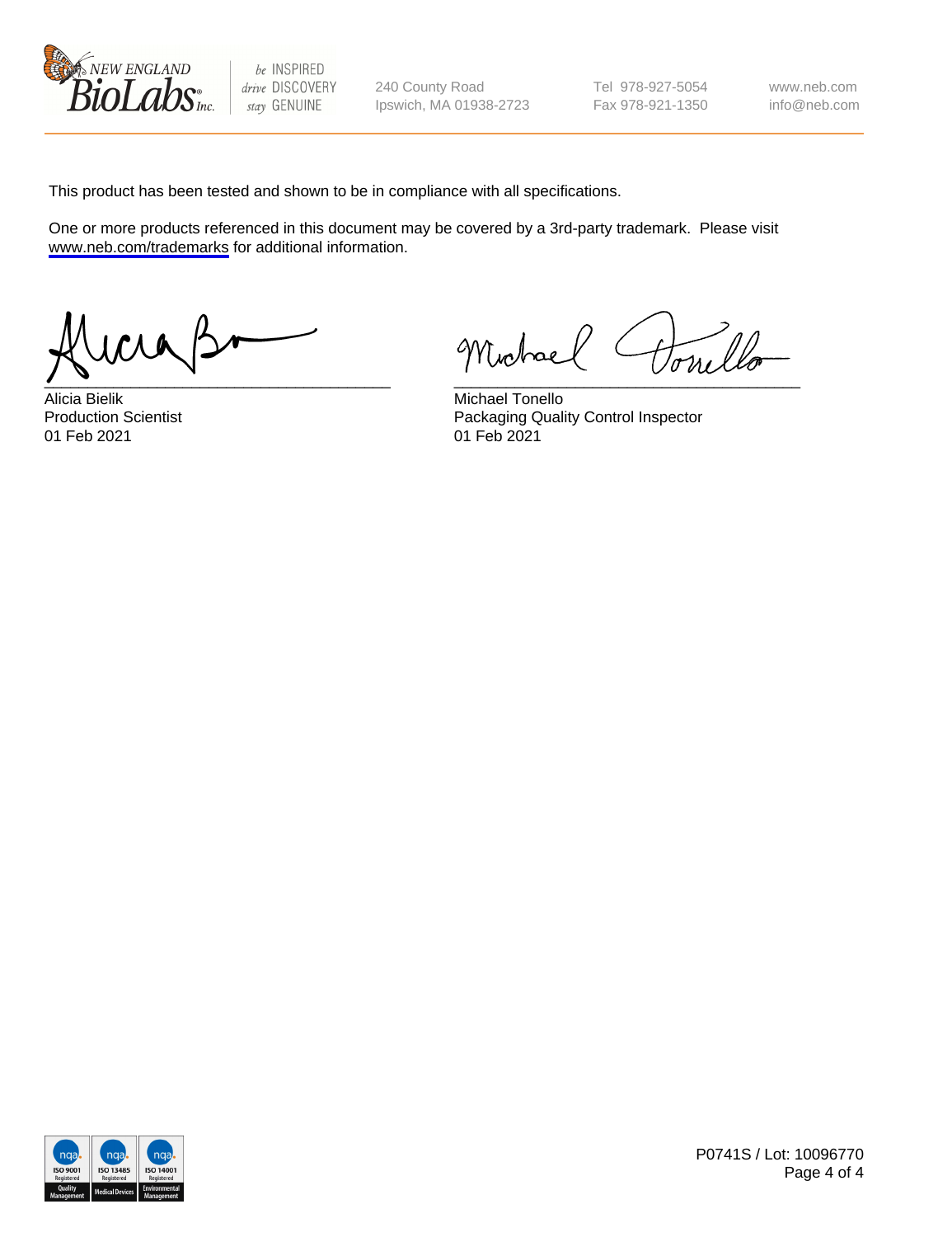This product has been tested and shown to be in compliance with all specifications.

One or more products referenced in this document may be covered by a 3rd-party trademark. Please visit www.neb.com/trademarks for additional information.

Alicia Bielik
Production Scientist
01 Feb 2021

Michael Tonello
Packaging Quality Control Inspector
01 Feb 2021

P0741S / Lot: 10096770